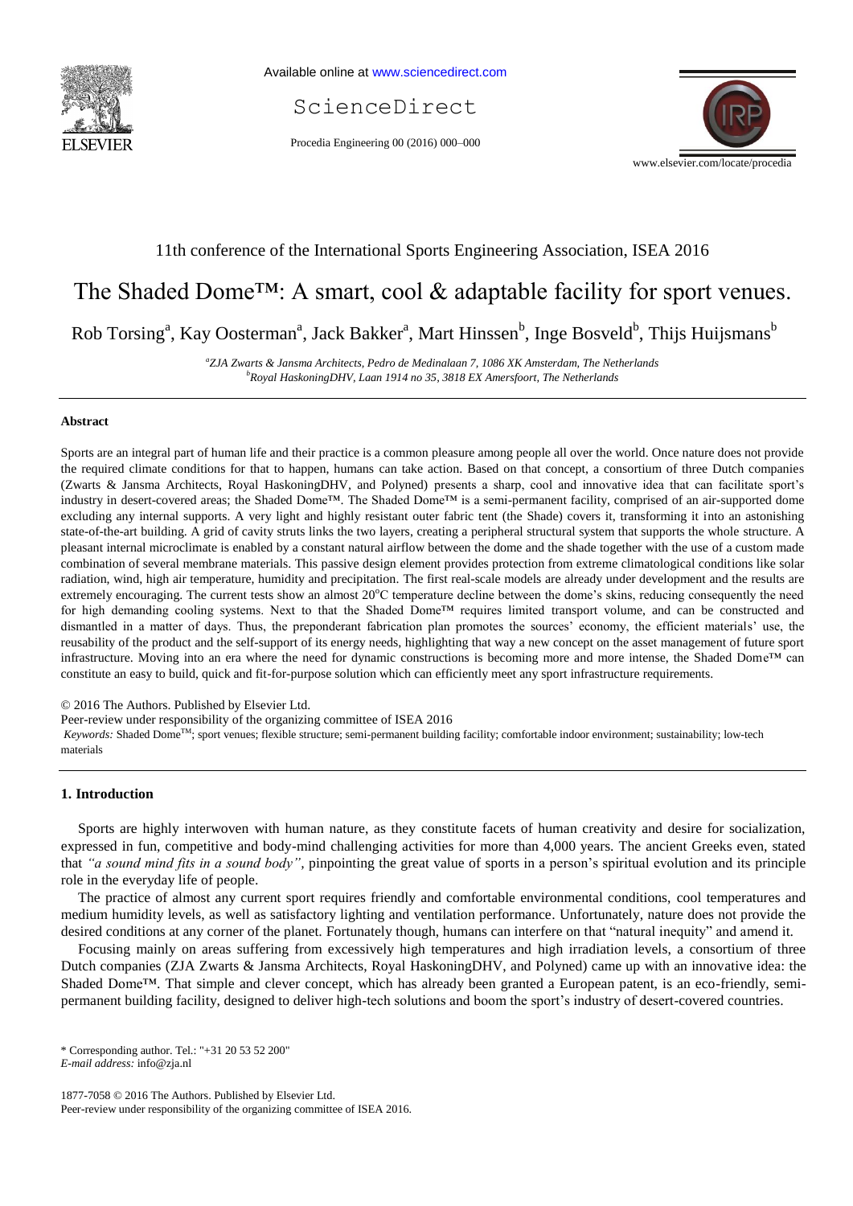11th conference of the International Sports Engineering Association, ISEA 2016

# The Shaded Dome™: A smart, cool & adaptable facility for sport venues.

Rob Torsing[a], Kay Oosterman[a], Jack Bakker[a], Mart Hinssen[b], Inge Bosveld[b], Thijs Huijsmans[b]

[a]ZJA Zwarts & Jansma Architects, Pedro de Medinalaan 7, 1086 XK Amsterdam, The Netherlands
[b]Royal HaskoningDHV, Laan 1914 no 35, 3818 EX Amersfoort, The Netherlands

## Abstract

Sports are an integral part of human life and their practice is a common pleasure among people all over the world. Once nature does not provide the required climate conditions for that to happen, humans can take action. Based on that concept, a consortium of three Dutch companies (Zwarts & Jansma Architects, Royal HaskoningDHV, and Polyned) presents a sharp, cool and innovative idea that can facilitate sport's industry in desert-covered areas; the Shaded Dome™. The Shaded Dome™ is a semi-permanent facility, comprised of an air-supported dome excluding any internal supports. A very light and highly resistant outer fabric tent (the Shade) covers it, transforming it into an astonishing state-of-the-art building. A grid of cavity struts links the two layers, creating a peripheral structural system that supports the whole structure. A pleasant internal microclimate is enabled by a constant natural airflow between the dome and the shade together with the use of a custom made combination of several membrane materials. This passive design element provides protection from extreme climatological conditions like solar radiation, wind, high air temperature, humidity and precipitation. The first real-scale models are already under development and the results are extremely encouraging. The current tests show an almost 20°C temperature decline between the dome's skins, reducing consequently the need for high demanding cooling systems. Next to that the Shaded Dome™ requires limited transport volume, and can be constructed and dismantled in a matter of days. Thus, the preponderant fabrication plan promotes the sources' economy, the efficient materials' use, the reusability of the product and the self-support of its energy needs, highlighting that way a new concept on the asset management of future sport infrastructure. Moving into an era where the need for dynamic constructions is becoming more and more intense, the Shaded Dome™ can constitute an easy to build, quick and fit-for-purpose solution which can efficiently meet any sport infrastructure requirements.

© 2016 The Authors. Published by Elsevier Ltd.
Peer-review under responsibility of the organizing committee of ISEA 2016

*Keywords:* Shaded Dome™; sport venues; flexible structure; semi-permanent building facility; comfortable indoor environment; sustainability; low-tech materials

## 1. Introduction

Sports are highly interwoven with human nature, as they constitute facets of human creativity and desire for socialization, expressed in fun, competitive and body-mind challenging activities for more than 4,000 years. The ancient Greeks even, stated that *"a sound mind fits in a sound body"*, pinpointing the great value of sports in a person's spiritual evolution and its principle role in the everyday life of people.

The practice of almost any current sport requires friendly and comfortable environmental conditions, cool temperatures and medium humidity levels, as well as satisfactory lighting and ventilation performance. Unfortunately, nature does not provide the desired conditions at any corner of the planet. Fortunately though, humans can interfere on that "natural inequity" and amend it.

Focusing mainly on areas suffering from excessively high temperatures and high irradiation levels, a consortium of three Dutch companies (ZJA Zwarts & Jansma Architects, Royal HaskoningDHV, and Polyned) came up with an innovative idea: the Shaded Dome™. That simple and clever concept, which has already been granted a European patent, is an eco-friendly, semi-permanent building facility, designed to deliver high-tech solutions and boom the sport's industry of desert-covered countries.

\* Corresponding author. Tel.: "+31 20 53 52 200"
*E-mail address:* info@zja.nl

1877-7058 © 2016 The Authors. Published by Elsevier Ltd.
Peer-review under responsibility of the organizing committee of ISEA 2016.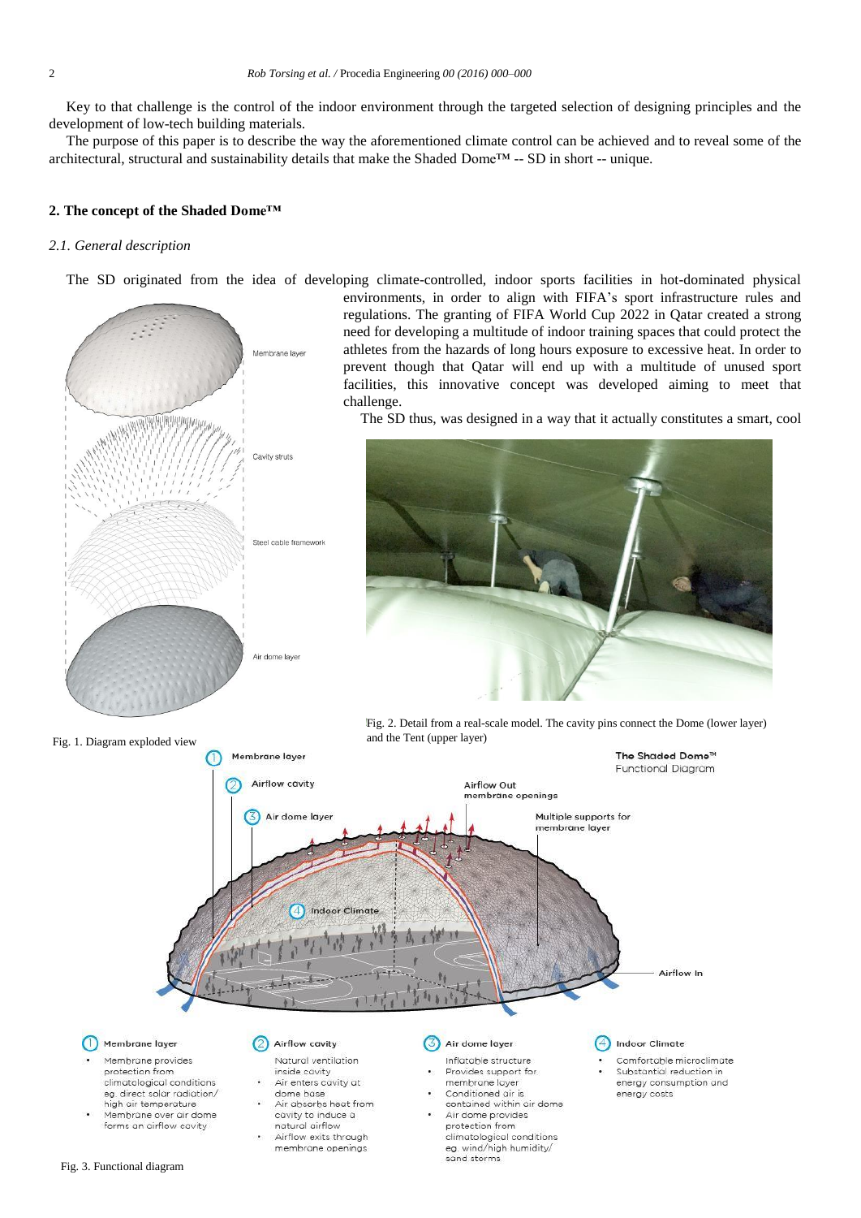Key to that challenge is the control of the indoor environment through the targeted selection of designing principles and the development of low-tech building materials.

The purpose of this paper is to describe the way the aforementioned climate control can be achieved and to reveal some of the architectural, structural and sustainability details that make the Shaded Dome™ -- SD in short -- unique.

## 2. The concept of the Shaded Dome™

### *2.1. General description*

The SD originated from the idea of developing climate-controlled, indoor sports facilities in hot-dominated physical environments, in order to align with FIFA's sport infrastructure rules and regulations. The granting of FIFA World Cup 2022 in Qatar created a strong need for developing a multitude of indoor training spaces that could protect the athletes from the hazards of long hours exposure to excessive heat. In order to prevent though that Qatar will end up with a multitude of unused sport facilities, this innovative concept was developed aiming to meet that challenge.

The SD thus, was designed in a way that it actually constitutes a smart, cool

Fig. 1. Diagram exploded view

Fig. 2. Detail from a real-scale model. The cavity pins connect the Dome (lower layer) and the Tent (upper layer)

Fig. 3. Functional diagram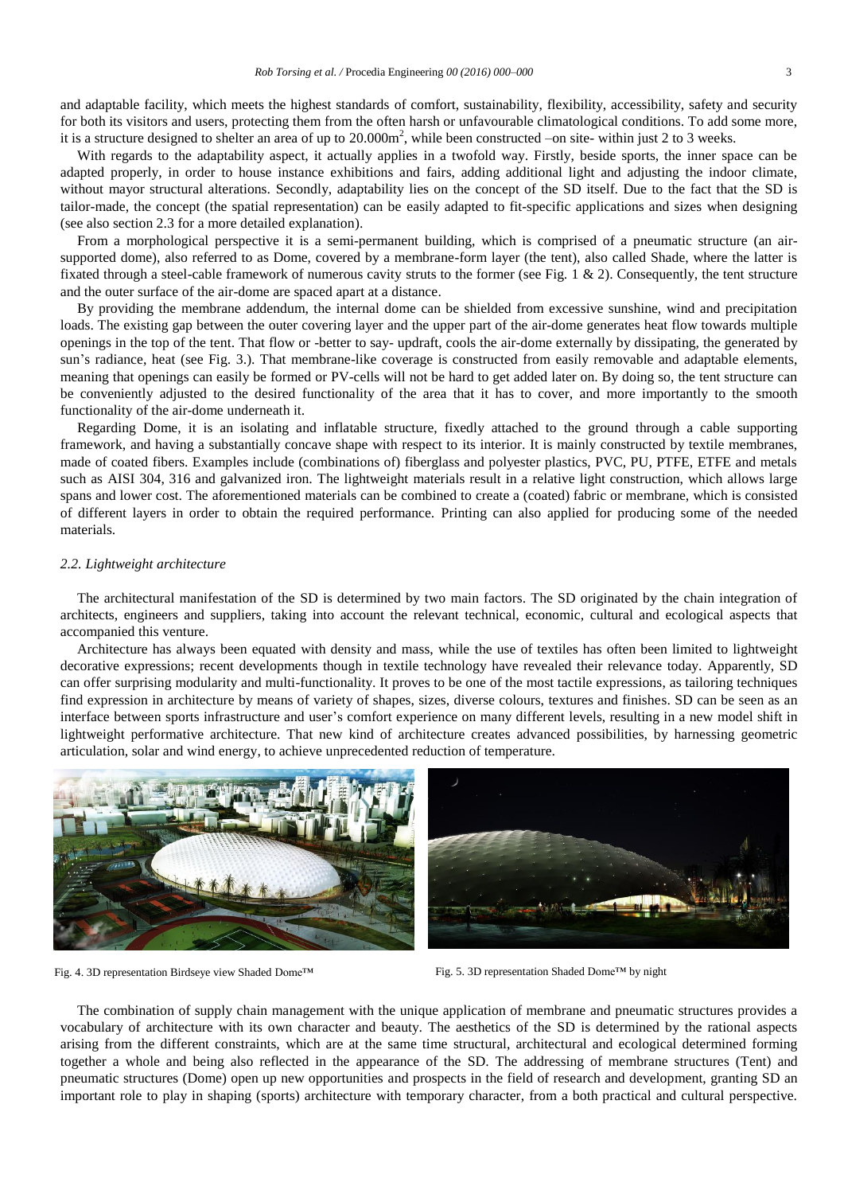and adaptable facility, which meets the highest standards of comfort, sustainability, flexibility, accessibility, safety and security for both its visitors and users, protecting them from the often harsh or unfavourable climatological conditions. To add some more, it is a structure designed to shelter an area of up to 20.000m$^2$, while been constructed –on site- within just 2 to 3 weeks.

With regards to the adaptability aspect, it actually applies in a twofold way. Firstly, beside sports, the inner space can be adapted properly, in order to house instance exhibitions and fairs, adding additional light and adjusting the indoor climate, without mayor structural alterations. Secondly, adaptability lies on the concept of the SD itself. Due to the fact that the SD is tailor-made, the concept (the spatial representation) can be easily adapted to fit-specific applications and sizes when designing (see also section 2.3 for a more detailed explanation).

From a morphological perspective it is a semi-permanent building, which is comprised of a pneumatic structure (an air-supported dome), also referred to as Dome, covered by a membrane-form layer (the tent), also called Shade, where the latter is fixated through a steel-cable framework of numerous cavity struts to the former (see Fig. 1 & 2). Consequently, the tent structure and the outer surface of the air-dome are spaced apart at a distance.

By providing the membrane addendum, the internal dome can be shielded from excessive sunshine, wind and precipitation loads. The existing gap between the outer covering layer and the upper part of the air-dome generates heat flow towards multiple openings in the top of the tent. That flow or -better to say- updraft, cools the air-dome externally by dissipating, the generated by sun's radiance, heat (see Fig. 3.). That membrane-like coverage is constructed from easily removable and adaptable elements, meaning that openings can easily be formed or PV-cells will not be hard to get added later on. By doing so, the tent structure can be conveniently adjusted to the desired functionality of the area that it has to cover, and more importantly to the smooth functionality of the air-dome underneath it.

Regarding Dome, it is an isolating and inflatable structure, fixedly attached to the ground through a cable supporting framework, and having a substantially concave shape with respect to its interior. It is mainly constructed by textile membranes, made of coated fibers. Examples include (combinations of) fiberglass and polyester plastics, PVC, PU, PTFE, ETFE and metals such as AISI 304, 316 and galvanized iron. The lightweight materials result in a relative light construction, which allows large spans and lower cost. The aforementioned materials can be combined to create a (coated) fabric or membrane, which is consisted of different layers in order to obtain the required performance. Printing can also applied for producing some of the needed materials.

### *2.2. Lightweight architecture*

The architectural manifestation of the SD is determined by two main factors. The SD originated by the chain integration of architects, engineers and suppliers, taking into account the relevant technical, economic, cultural and ecological aspects that accompanied this venture.

Architecture has always been equated with density and mass, while the use of textiles has often been limited to lightweight decorative expressions; recent developments though in textile technology have revealed their relevance today. Apparently, SD can offer surprising modularity and multi-functionality. It proves to be one of the most tactile expressions, as tailoring techniques find expression in architecture by means of variety of shapes, sizes, diverse colours, textures and finishes. SD can be seen as an interface between sports infrastructure and user's comfort experience on many different levels, resulting in a new model shift in lightweight performative architecture. That new kind of architecture creates advanced possibilities, by harnessing geometric articulation, solar and wind energy, to achieve unprecedented reduction of temperature.

Fig. 4. 3D representation Birdseye view Shaded Dome™

Fig. 5. 3D representation Shaded Dome™ by night

The combination of supply chain management with the unique application of membrane and pneumatic structures provides a vocabulary of architecture with its own character and beauty. The aesthetics of the SD is determined by the rational aspects arising from the different constraints, which are at the same time structural, architectural and ecological determined forming together a whole and being also reflected in the appearance of the SD. The addressing of membrane structures (Tent) and pneumatic structures (Dome) open up new opportunities and prospects in the field of research and development, granting SD an important role to play in shaping (sports) architecture with temporary character, from a both practical and cultural perspective.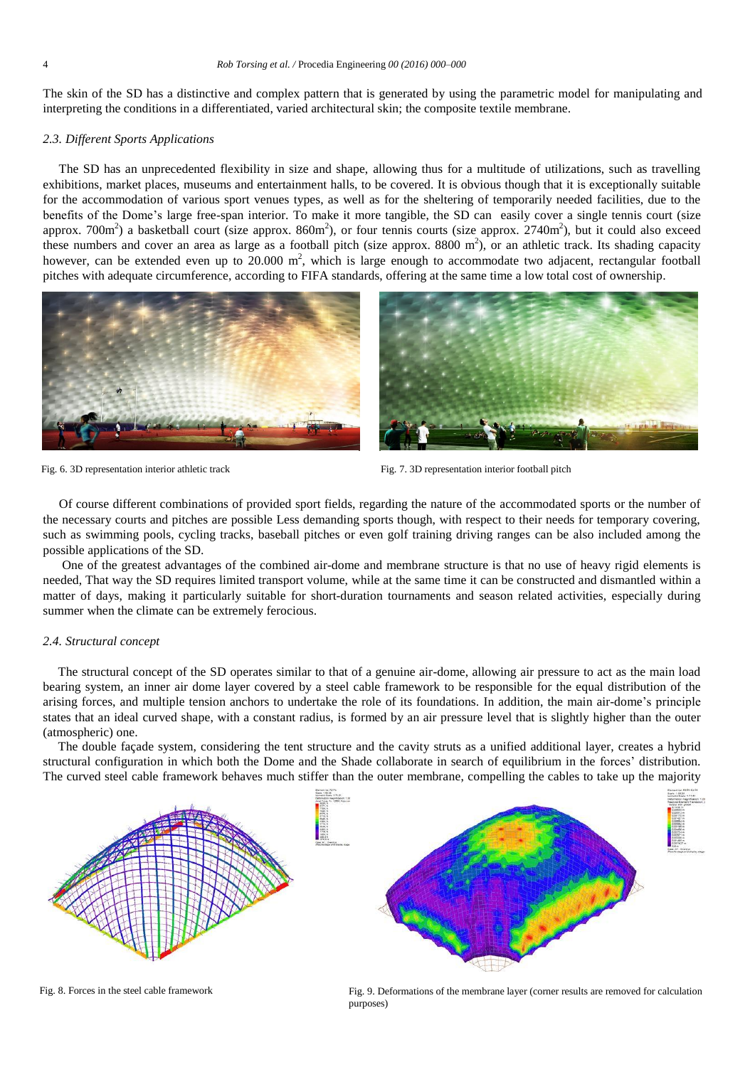The skin of the SD has a distinctive and complex pattern that is generated by using the parametric model for manipulating and interpreting the conditions in a differentiated, varied architectural skin; the composite textile membrane.

### *2.3. Different Sports Applications*

The SD has an unprecedented flexibility in size and shape, allowing thus for a multitude of utilizations, such as travelling exhibitions, market places, museums and entertainment halls, to be covered. It is obvious though that it is exceptionally suitable for the accommodation of various sport venues types, as well as for the sheltering of temporarily needed facilities, due to the benefits of the Dome's large free-span interior. To make it more tangible, the SD can easily cover a single tennis court (size approx. 700m$^2$) a basketball court (size approx. 860m$^2$), or four tennis courts (size approx. 2740m$^2$), but it could also exceed these numbers and cover an area as large as a football pitch (size approx. 8800 m$^2$), or an athletic track. Its shading capacity however, can be extended even up to 20.000 m$^2$, which is large enough to accommodate two adjacent, rectangular football pitches with adequate circumference, according to FIFA standards, offering at the same time a low total cost of ownership.

Fig. 6. 3D representation interior athletic track

Fig. 7. 3D representation interior football pitch

Of course different combinations of provided sport fields, regarding the nature of the accommodated sports or the number of the necessary courts and pitches are possible Less demanding sports though, with respect to their needs for temporary covering, such as swimming pools, cycling tracks, baseball pitches or even golf training driving ranges can be also included among the possible applications of the SD.

One of the greatest advantages of the combined air-dome and membrane structure is that no use of heavy rigid elements is needed, That way the SD requires limited transport volume, while at the same time it can be constructed and dismantled within a matter of days, making it particularly suitable for short-duration tournaments and season related activities, especially during summer when the climate can be extremely ferocious.

### *2.4. Structural concept*

The structural concept of the SD operates similar to that of a genuine air-dome, allowing air pressure to act as the main load bearing system, an inner air dome layer covered by a steel cable framework to be responsible for the equal distribution of the arising forces, and multiple tension anchors to undertake the role of its foundations. In addition, the main air-dome's principle states that an ideal curved shape, with a constant radius, is formed by an air pressure level that is slightly higher than the outer (atmospheric) one.

The double façade system, considering the tent structure and the cavity struts as a unified additional layer, creates a hybrid structural configuration in which both the Dome and the Shade collaborate in search of equilibrium in the forces' distribution. The curved steel cable framework behaves much stiffer than the outer membrane, compelling the cables to take up the majority

Fig. 8. Forces in the steel cable framework

Fig. 9. Deformations of the membrane layer (corner results are removed for calculation purposes)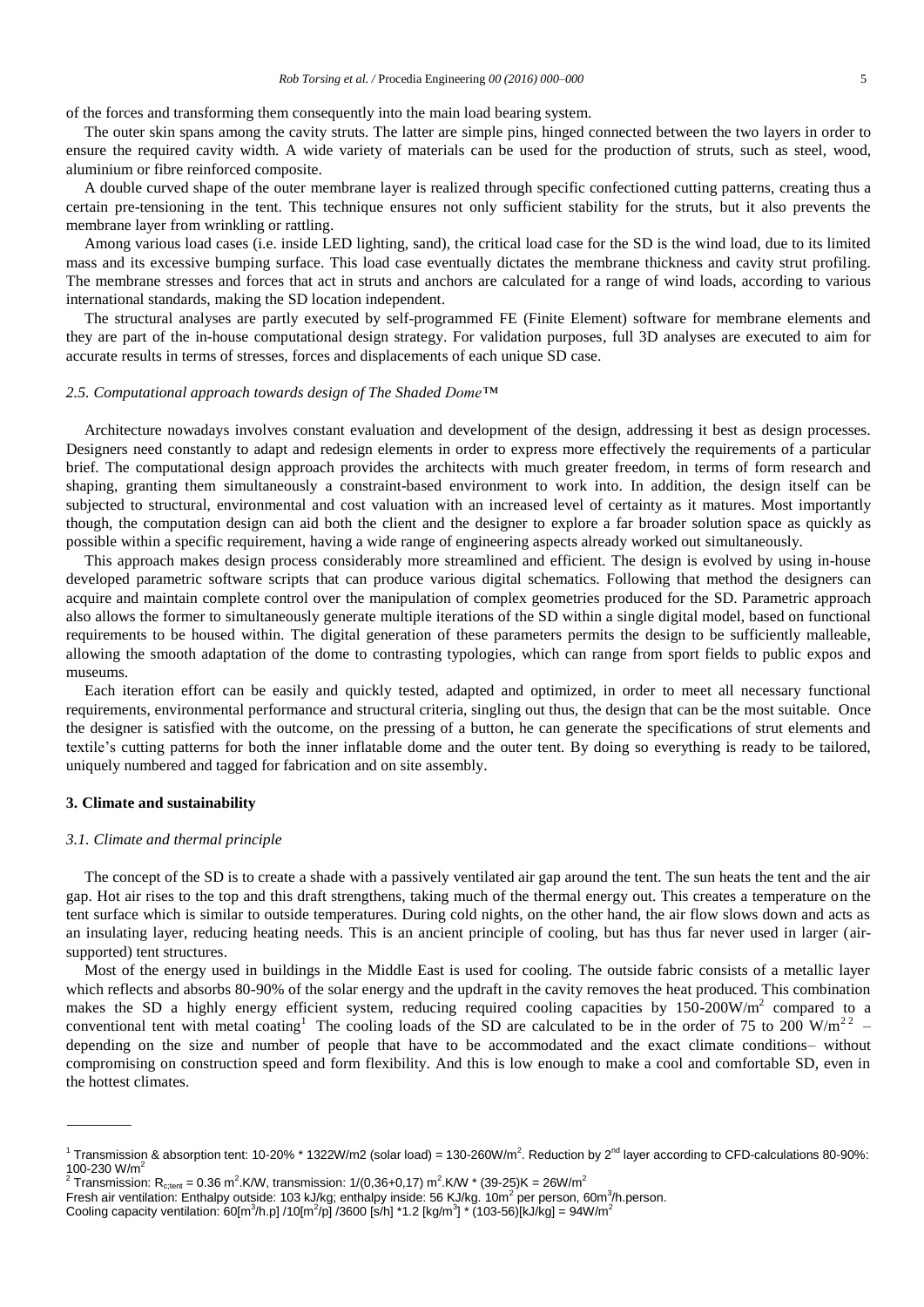of the forces and transforming them consequently into the main load bearing system.

The outer skin spans among the cavity struts. The latter are simple pins, hinged connected between the two layers in order to ensure the required cavity width. A wide variety of materials can be used for the production of struts, such as steel, wood, aluminium or fibre reinforced composite.

A double curved shape of the outer membrane layer is realized through specific confectioned cutting patterns, creating thus a certain pre-tensioning in the tent. This technique ensures not only sufficient stability for the struts, but it also prevents the membrane layer from wrinkling or rattling.

Among various load cases (i.e. inside LED lighting, sand), the critical load case for the SD is the wind load, due to its limited mass and its excessive bumping surface. This load case eventually dictates the membrane thickness and cavity strut profiling. The membrane stresses and forces that act in struts and anchors are calculated for a range of wind loads, according to various international standards, making the SD location independent.

The structural analyses are partly executed by self-programmed FE (Finite Element) software for membrane elements and they are part of the in-house computational design strategy. For validation purposes, full 3D analyses are executed to aim for accurate results in terms of stresses, forces and displacements of each unique SD case.

### *2.5. Computational approach towards design of The Shaded Dome™*

Architecture nowadays involves constant evaluation and development of the design, addressing it best as design processes. Designers need constantly to adapt and redesign elements in order to express more effectively the requirements of a particular brief. The computational design approach provides the architects with much greater freedom, in terms of form research and shaping, granting them simultaneously a constraint-based environment to work into. In addition, the design itself can be subjected to structural, environmental and cost valuation with an increased level of certainty as it matures. Most importantly though, the computation design can aid both the client and the designer to explore a far broader solution space as quickly as possible within a specific requirement, having a wide range of engineering aspects already worked out simultaneously.

This approach makes design process considerably more streamlined and efficient. The design is evolved by using in-house developed parametric software scripts that can produce various digital schematics. Following that method the designers can acquire and maintain complete control over the manipulation of complex geometries produced for the SD. Parametric approach also allows the former to simultaneously generate multiple iterations of the SD within a single digital model, based on functional requirements to be housed within. The digital generation of these parameters permits the design to be sufficiently malleable, allowing the smooth adaptation of the dome to contrasting typologies, which can range from sport fields to public expos and museums.

Each iteration effort can be easily and quickly tested, adapted and optimized, in order to meet all necessary functional requirements, environmental performance and structural criteria, singling out thus, the design that can be the most suitable. Once the designer is satisfied with the outcome, on the pressing of a button, he can generate the specifications of strut elements and textile's cutting patterns for both the inner inflatable dome and the outer tent. By doing so everything is ready to be tailored, uniquely numbered and tagged for fabrication and on site assembly.

## 3. Climate and sustainability

### *3.1. Climate and thermal principle*

The concept of the SD is to create a shade with a passively ventilated air gap around the tent. The sun heats the tent and the air gap. Hot air rises to the top and this draft strengthens, taking much of the thermal energy out. This creates a temperature on the tent surface which is similar to outside temperatures. During cold nights, on the other hand, the air flow slows down and acts as an insulating layer, reducing heating needs. This is an ancient principle of cooling, but has thus far never used in larger (air-supported) tent structures.

Most of the energy used in buildings in the Middle East is used for cooling. The outside fabric consists of a metallic layer which reflects and absorbs 80-90% of the solar energy and the updraft in the cavity removes the heat produced. This combination makes the SD a highly energy efficient system, reducing required cooling capacities by 150-200W/m$^2$ compared to a conventional tent with metal coating[1] The cooling loads of the SD are calculated to be in the order of 75 to 200 W/m$^2$ [2] – depending on the size and number of people that have to be accommodated and the exact climate conditions– without compromising on construction speed and form flexibility. And this is low enough to make a cool and comfortable SD, even in the hottest climates.

---

[1] Transmission & absorption tent: 10-20% * 1322W/m2 (solar load) = 130-260W/m$^2$. Reduction by 2$^{nd}$ layer according to CFD-calculations 80-90%: 100-230 W/m$^2$

[2] Transmission: $R_{c;tent}$ = 0.36 m$^2$.K/W, transmission: 1/(0,36+0,17) m$^2$.K/W * (39-25)K = 26W/m$^2$
Fresh air ventilation: Enthalpy outside: 103 kJ/kg; enthalpy inside: 56 KJ/kg. 10m$^2$ per person, 60m$^3$/h.person.
Cooling capacity ventilation: 60[m$^3$/h.p] /10[m$^2$/p] /3600 [s/h] *1.2 [kg/m$^3$] * (103-56)[kJ/kg] = 94W/m$^2$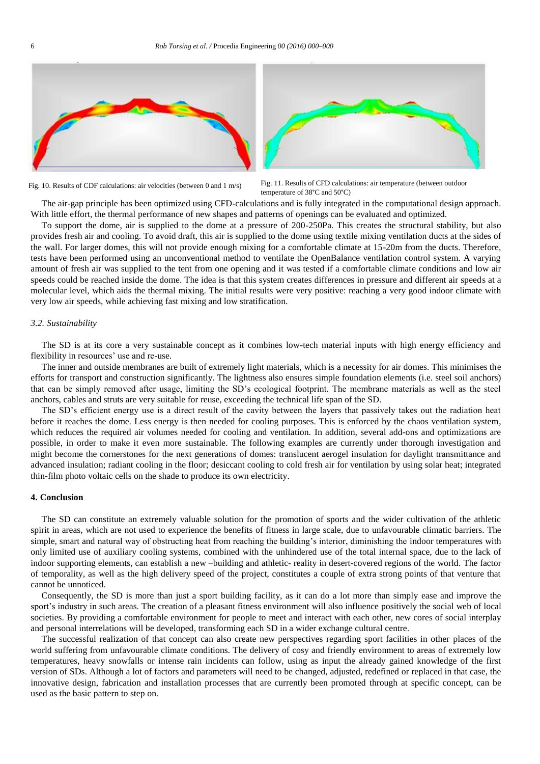Fig. 10. Results of CDF calculations: air velocities (between 0 and 1 m/s)

Fig. 11. Results of CFD calculations: air temperature (between outdoor temperature of 38°C and 50°C)

The air-gap principle has been optimized using CFD-calculations and is fully integrated in the computational design approach. With little effort, the thermal performance of new shapes and patterns of openings can be evaluated and optimized.

To support the dome, air is supplied to the dome at a pressure of 200-250Pa. This creates the structural stability, but also provides fresh air and cooling. To avoid draft, this air is supplied to the dome using textile mixing ventilation ducts at the sides of the wall. For larger domes, this will not provide enough mixing for a comfortable climate at 15-20m from the ducts. Therefore, tests have been performed using an unconventional method to ventilate the OpenBalance ventilation control system. A varying amount of fresh air was supplied to the tent from one opening and it was tested if a comfortable climate conditions and low air speeds could be reached inside the dome. The idea is that this system creates differences in pressure and different air speeds at a molecular level, which aids the thermal mixing. The initial results were very positive: reaching a very good indoor climate with very low air speeds, while achieving fast mixing and low stratification.

### *3.2. Sustainability*

The SD is at its core a very sustainable concept as it combines low-tech material inputs with high energy efficiency and flexibility in resources' use and re-use.

The inner and outside membranes are built of extremely light materials, which is a necessity for air domes. This minimises the efforts for transport and construction significantly. The lightness also ensures simple foundation elements (i.e. steel soil anchors) that can be simply removed after usage, limiting the SD's ecological footprint. The membrane materials as well as the steel anchors, cables and struts are very suitable for reuse, exceeding the technical life span of the SD.

The SD's efficient energy use is a direct result of the cavity between the layers that passively takes out the radiation heat before it reaches the dome. Less energy is then needed for cooling purposes. This is enforced by the chaos ventilation system, which reduces the required air volumes needed for cooling and ventilation. In addition, several add-ons and optimizations are possible, in order to make it even more sustainable. The following examples are currently under thorough investigation and might become the cornerstones for the next generations of domes: translucent aerogel insulation for daylight transmittance and advanced insulation; radiant cooling in the floor; desiccant cooling to cold fresh air for ventilation by using solar heat; integrated thin-film photo voltaic cells on the shade to produce its own electricity.

## 4. Conclusion

The SD can constitute an extremely valuable solution for the promotion of sports and the wider cultivation of the athletic spirit in areas, which are not used to experience the benefits of fitness in large scale, due to unfavourable climatic barriers. The simple, smart and natural way of obstructing heat from reaching the building's interior, diminishing the indoor temperatures with only limited use of auxiliary cooling systems, combined with the unhindered use of the total internal space, due to the lack of indoor supporting elements, can establish a new –building and athletic- reality in desert-covered regions of the world. The factor of temporality, as well as the high delivery speed of the project, constitutes a couple of extra strong points of that venture that cannot be unnoticed.

Consequently, the SD is more than just a sport building facility, as it can do a lot more than simply ease and improve the sport's industry in such areas. The creation of a pleasant fitness environment will also influence positively the social web of local societies. By providing a comfortable environment for people to meet and interact with each other, new cores of social interplay and personal interrelations will be developed, transforming each SD in a wider exchange cultural centre.

The successful realization of that concept can also create new perspectives regarding sport facilities in other places of the world suffering from unfavourable climate conditions. The delivery of cosy and friendly environment to areas of extremely low temperatures, heavy snowfalls or intense rain incidents can follow, using as input the already gained knowledge of the first version of SDs. Although a lot of factors and parameters will need to be changed, adjusted, redefined or replaced in that case, the innovative design, fabrication and installation processes that are currently been promoted through at specific concept, can be used as the basic pattern to step on.